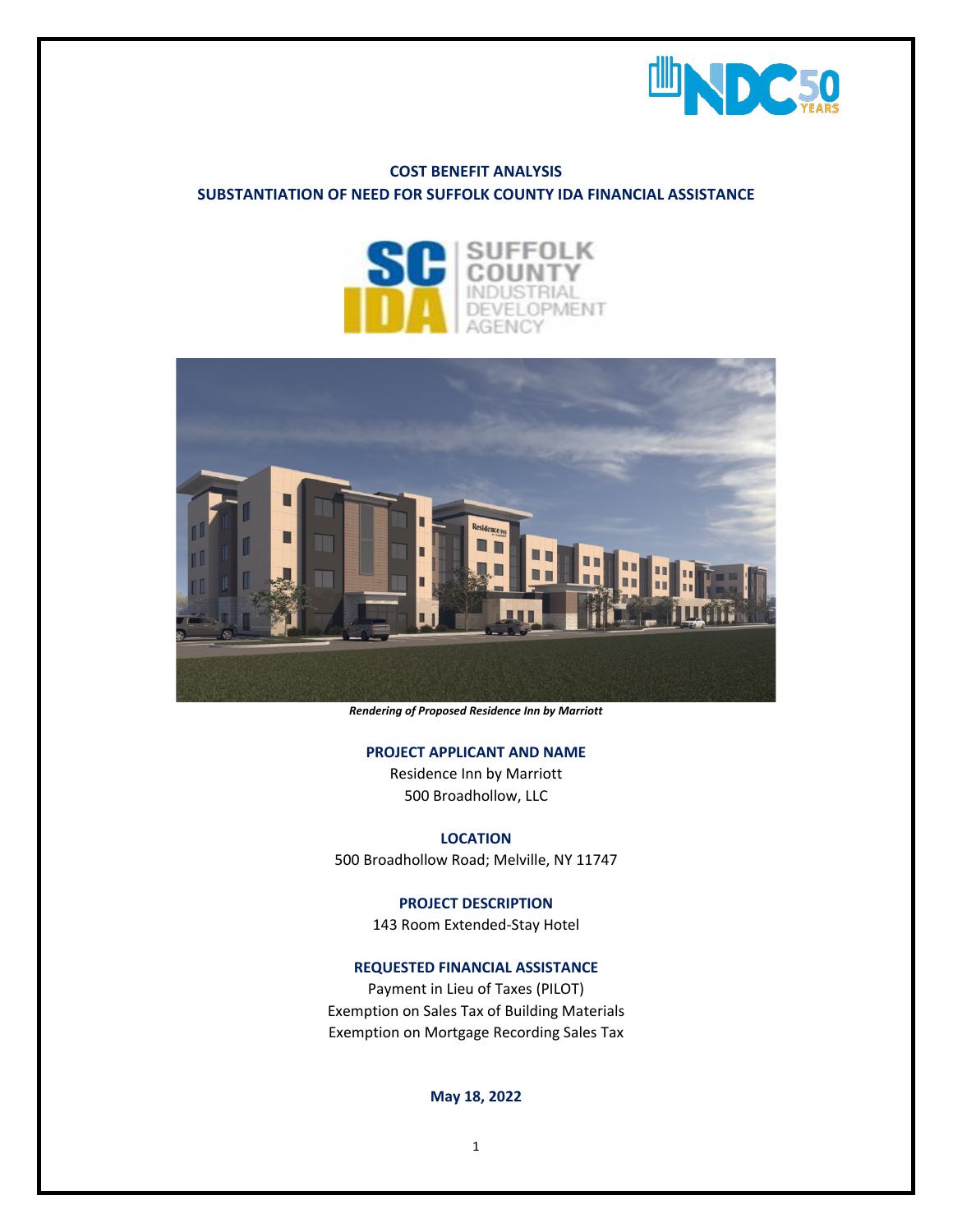# COST BENEFIT ANALYSIS
## SUBSTANTIATION OF NEED FOR SUFFOLK COUNTY IDA FINANCIAL ASSISTANCE

*Rendering of Proposed Residence Inn by Marriott*

**PROJECT APPLICANT AND NAME**

Residence Inn by Marriott
500 Broadhollow, LLC

**LOCATION**

500 Broadhollow Road; Melville, NY 11747

**PROJECT DESCRIPTION**

143 Room Extended-Stay Hotel

**REQUESTED FINANCIAL ASSISTANCE**

Payment in Lieu of Taxes (PILOT)
Exemption on Sales Tax of Building Materials
Exemption on Mortgage Recording Sales Tax

**May 18, 2022**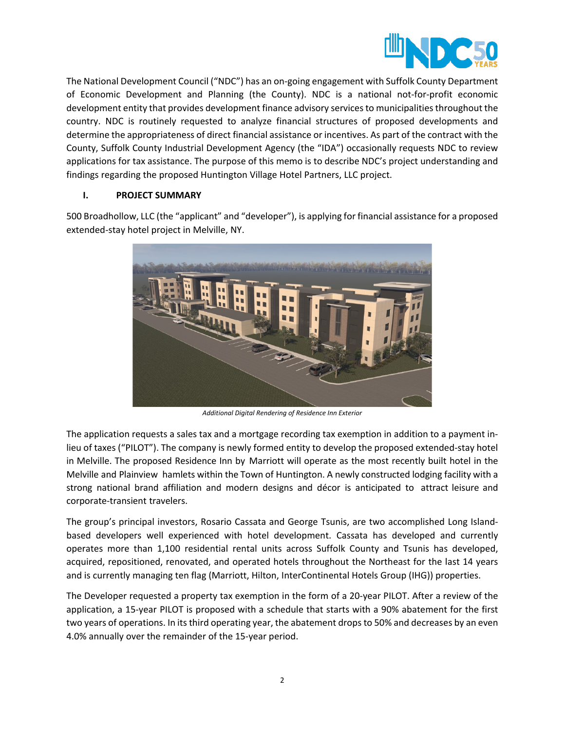The National Development Council ("NDC") has an on-going engagement with Suffolk County Department of Economic Development and Planning (the County). NDC is a national not-for-profit economic development entity that provides development finance advisory services to municipalities throughout the country. NDC is routinely requested to analyze financial structures of proposed developments and determine the appropriateness of direct financial assistance or incentives. As part of the contract with the County, Suffolk County Industrial Development Agency (the "IDA") occasionally requests NDC to review applications for tax assistance. The purpose of this memo is to describe NDC's project understanding and findings regarding the proposed Huntington Village Hotel Partners, LLC project.

## I. PROJECT SUMMARY

500 Broadhollow, LLC (the "applicant" and "developer"), is applying for financial assistance for a proposed extended-stay hotel project in Melville, NY.

*Additional Digital Rendering of Residence Inn Exterior*

The application requests a sales tax and a mortgage recording tax exemption in addition to a payment in-lieu of taxes ("PILOT"). The company is newly formed entity to develop the proposed extended-stay hotel in Melville. The proposed Residence Inn by Marriott will operate as the most recently built hotel in the Melville and Plainview hamlets within the Town of Huntington. A newly constructed lodging facility with a strong national brand affiliation and modern designs and décor is anticipated to attract leisure and corporate-transient travelers.

The group's principal investors, Rosario Cassata and George Tsunis, are two accomplished Long Island-based developers well experienced with hotel development. Cassata has developed and currently operates more than 1,100 residential rental units across Suffolk County and Tsunis has developed, acquired, repositioned, renovated, and operated hotels throughout the Northeast for the last 14 years and is currently managing ten flag (Marriott, Hilton, InterContinental Hotels Group (IHG)) properties.

The Developer requested a property tax exemption in the form of a 20-year PILOT. After a review of the application, a 15-year PILOT is proposed with a schedule that starts with a 90% abatement for the first two years of operations. In its third operating year, the abatement drops to 50% and decreases by an even 4.0% annually over the remainder of the 15-year period.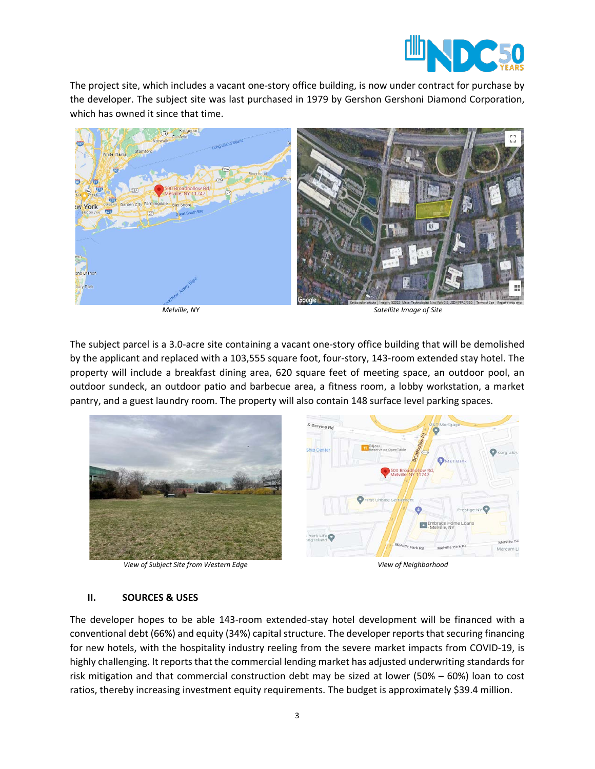The project site, which includes a vacant one-story office building, is now under contract for purchase by the developer. The subject site was last purchased in 1979 by Gershon Gershoni Diamond Corporation, which has owned it since that time.

*Melville, NY*

*Satellite Image of Site*

The subject parcel is a 3.0-acre site containing a vacant one-story office building that will be demolished by the applicant and replaced with a 103,555 square foot, four-story, 143-room extended stay hotel. The property will include a breakfast dining area, 620 square feet of meeting space, an outdoor pool, an outdoor sundeck, an outdoor patio and barbecue area, a fitness room, a lobby workstation, a market pantry, and a guest laundry room. The property will also contain 148 surface level parking spaces.

*View of Subject Site from Western Edge*

*View of Neighborhood*

## II. SOURCES & USES

The developer hopes to be able 143-room extended-stay hotel development will be financed with a conventional debt (66%) and equity (34%) capital structure. The developer reports that securing financing for new hotels, with the hospitality industry reeling from the severe market impacts from COVID-19, is highly challenging. It reports that the commercial lending market has adjusted underwriting standards for risk mitigation and that commercial construction debt may be sized at lower (50% – 60%) loan to cost ratios, thereby increasing investment equity requirements. The budget is approximately $39.4 million.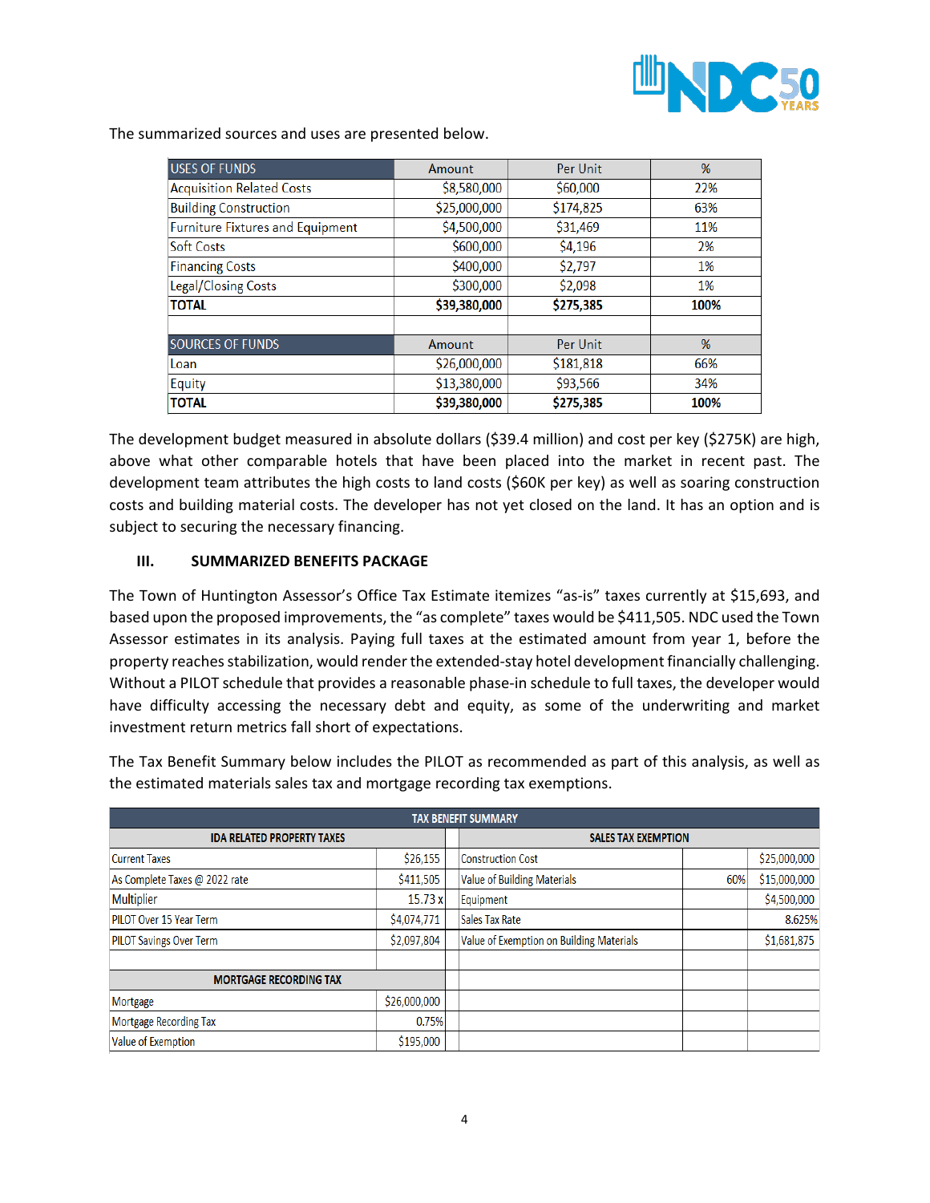The summarized sources and uses are presented below.

| USES OF FUNDS | Amount | Per Unit | % |
|---|---|---|---|
| Acquisition Related Costs | $8,580,000 | $60,000 | 22% |
| Building Construction | $25,000,000 | $174,825 | 63% |
| Furniture Fixtures and Equipment | $4,500,000 | $31,469 | 11% |
| Soft Costs | $600,000 | $4,196 | 2% |
| Financing Costs | $400,000 | $2,797 | 1% |
| Legal/Closing Costs | $300,000 | $2,098 | 1% |
| **TOTAL** | **$39,380,000** | **$275,385** | **100%** |
| | | | |
| SOURCES OF FUNDS | Amount | Per Unit | % |
| Loan | $26,000,000 | $181,818 | 66% |
| Equity | $13,380,000 | $93,566 | 34% |
| **TOTAL** | **$39,380,000** | **$275,385** | **100%** |

The development budget measured in absolute dollars ($39.4 million) and cost per key ($275K) are high, above what other comparable hotels that have been placed into the market in recent past. The development team attributes the high costs to land costs ($60K per key) as well as soaring construction costs and building material costs. The developer has not yet closed on the land. It has an option and is subject to securing the necessary financing.

## III. SUMMARIZED BENEFITS PACKAGE

The Town of Huntington Assessor's Office Tax Estimate itemizes "as-is" taxes currently at $15,693, and based upon the proposed improvements, the "as complete" taxes would be $411,505. NDC used the Town Assessor estimates in its analysis. Paying full taxes at the estimated amount from year 1, before the property reaches stabilization, would render the extended-stay hotel development financially challenging. Without a PILOT schedule that provides a reasonable phase-in schedule to full taxes, the developer would have difficulty accessing the necessary debt and equity, as some of the underwriting and market investment return metrics fall short of expectations.

The Tax Benefit Summary below includes the PILOT as recommended as part of this analysis, as well as the estimated materials sales tax and mortgage recording tax exemptions.

| TAX BENEFIT SUMMARY | | | | | |
|---|---|---|---|---|---|
| **IDA RELATED PROPERTY TAXES** | | | **SALES TAX EXEMPTION** | | |
| Current Taxes | $26,155 | | Construction Cost | | $25,000,000 |
| As Complete Taxes @ 2022 rate | $411,505 | | Value of Building Materials | 60% | $15,000,000 |
| Multiplier | 15.73 x | | Equipment | | $4,500,000 |
| PILOT Over 15 Year Term | $4,074,771 | | Sales Tax Rate | | 8.625% |
| PILOT Savings Over Term | $2,097,804 | | Value of Exemption on Building Materials | | $1,681,875 |
| | | | | | |
| **MORTGAGE RECORDING TAX** | | | | | |
| Mortgage | $26,000,000 | | | | |
| Mortgage Recording Tax | 0.75% | | | | |
| Value of Exemption | $195,000 | | | | |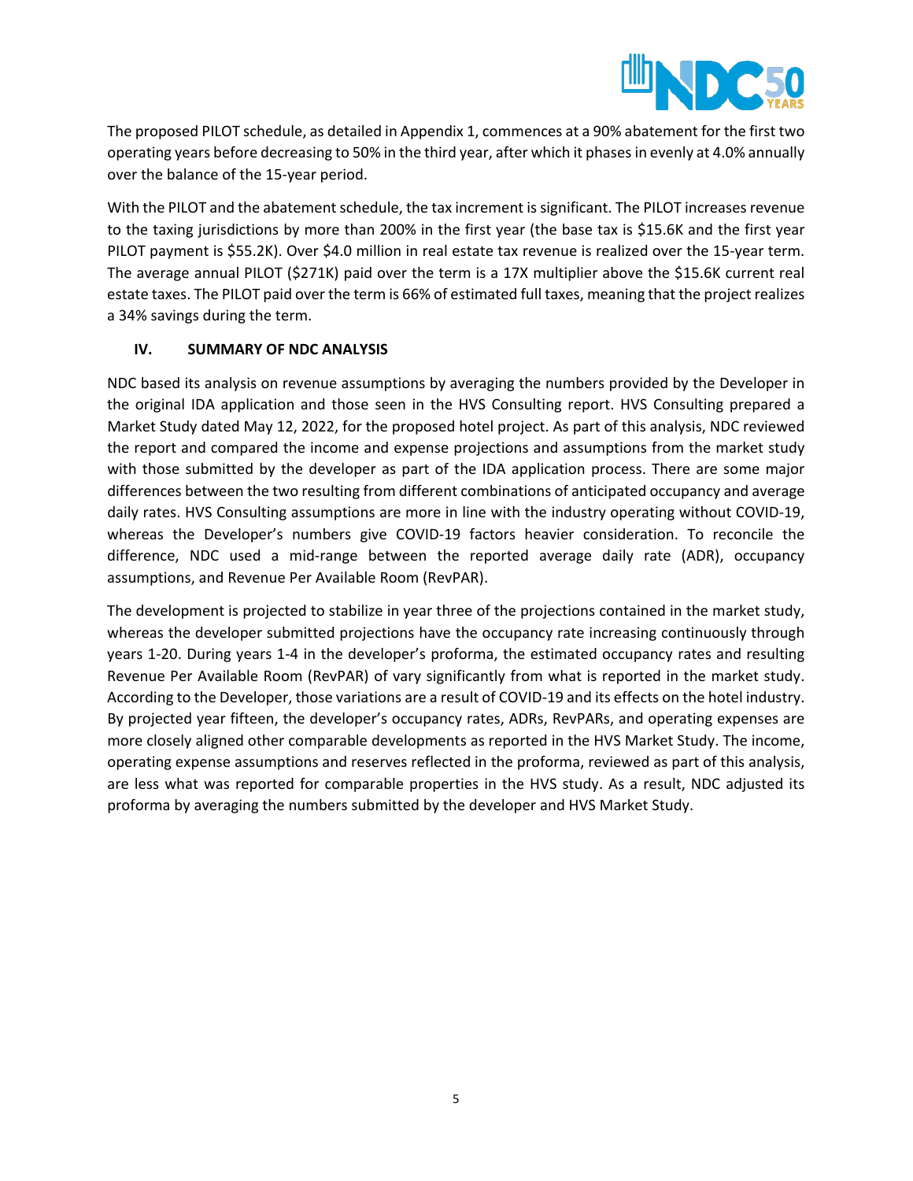The proposed PILOT schedule, as detailed in Appendix 1, commences at a 90% abatement for the first two operating years before decreasing to 50% in the third year, after which it phases in evenly at 4.0% annually over the balance of the 15-year period.

With the PILOT and the abatement schedule, the tax increment is significant. The PILOT increases revenue to the taxing jurisdictions by more than 200% in the first year (the base tax is $15.6K and the first year PILOT payment is $55.2K). Over $4.0 million in real estate tax revenue is realized over the 15-year term. The average annual PILOT ($271K) paid over the term is a 17X multiplier above the $15.6K current real estate taxes. The PILOT paid over the term is 66% of estimated full taxes, meaning that the project realizes a 34% savings during the term.

## IV. SUMMARY OF NDC ANALYSIS

NDC based its analysis on revenue assumptions by averaging the numbers provided by the Developer in the original IDA application and those seen in the HVS Consulting report. HVS Consulting prepared a Market Study dated May 12, 2022, for the proposed hotel project. As part of this analysis, NDC reviewed the report and compared the income and expense projections and assumptions from the market study with those submitted by the developer as part of the IDA application process. There are some major differences between the two resulting from different combinations of anticipated occupancy and average daily rates. HVS Consulting assumptions are more in line with the industry operating without COVID-19, whereas the Developer's numbers give COVID-19 factors heavier consideration. To reconcile the difference, NDC used a mid-range between the reported average daily rate (ADR), occupancy assumptions, and Revenue Per Available Room (RevPAR).

The development is projected to stabilize in year three of the projections contained in the market study, whereas the developer submitted projections have the occupancy rate increasing continuously through years 1-20. During years 1-4 in the developer's proforma, the estimated occupancy rates and resulting Revenue Per Available Room (RevPAR) of vary significantly from what is reported in the market study. According to the Developer, those variations are a result of COVID-19 and its effects on the hotel industry. By projected year fifteen, the developer's occupancy rates, ADRs, RevPARs, and operating expenses are more closely aligned other comparable developments as reported in the HVS Market Study. The income, operating expense assumptions and reserves reflected in the proforma, reviewed as part of this analysis, are less what was reported for comparable properties in the HVS study. As a result, NDC adjusted its proforma by averaging the numbers submitted by the developer and HVS Market Study.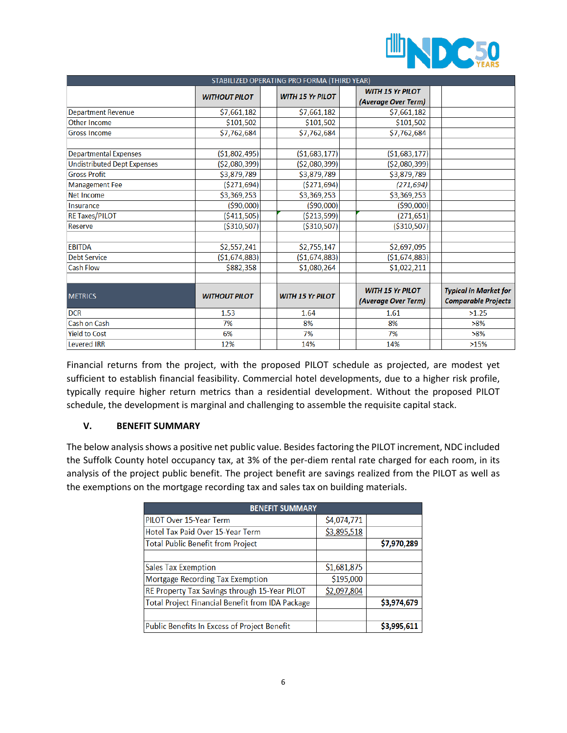| STABILIZED OPERATING PRO FORMA (THIRD YEAR) | | | | |
|---|---|---|---|---|
| | *WITHOUT PILOT* | *WITH 15 Yr PILOT* | *WITH 15 Yr PILOT (Average Over Term)* | |
| Department Revenue | $7,661,182 | $7,661,182 | $7,661,182 | |
| Other Income | $101,502 | $101,502 | $101,502 | |
| Gross Income | $7,762,684 | $7,762,684 | $7,762,684 | |
| | | | | |
| Departmental Expenses | ($1,802,495) | ($1,683,177) | ($1,683,177) | |
| Undistributed Dept Expenses | ($2,080,399) | ($2,080,399) | ($2,080,399) | |
| Gross Profit | $3,879,789 | $3,879,789 | $3,879,789 | |
| Management Fee | ($271,694) | ($271,694) | *(271,694)* | |
| Net Income | $3,369,253 | $3,369,253 | $3,369,253 | |
| Insurance | ($90,000) | ($90,000) | ($90,000) | |
| RE Taxes/PILOT | ($411,505) | ($213,599) | (271,651) | |
| Reserve | ($310,507) | ($310,507) | ($310,507) | |
| | | | | |
| EBITDA | $2,557,241 | $2,755,147 | $2,697,095 | |
| Debt Service | ($1,674,883) | ($1,674,883) | ($1,674,883) | |
| Cash Flow | $882,358 | $1,080,264 | $1,022,211 | |
| | | | | |
| METRICS | *WITHOUT PILOT* | *WITH 15 Yr PILOT* | *WITH 15 Yr PILOT (Average Over Term)* | *Typical in Market for Comparable Projects* |
| DCR | 1.53 | 1.64 | 1.61 | >1.25 |
| Cash on Cash | 7% | 8% | 8% | >8% |
| Yield to Cost | 6% | 7% | 7% | >8% |
| Levered IRR | 12% | 14% | 14% | >15% |

Financial returns from the project, with the proposed PILOT schedule as projected, are modest yet sufficient to establish financial feasibility. Commercial hotel developments, due to a higher risk profile, typically require higher return metrics than a residential development. Without the proposed PILOT schedule, the development is marginal and challenging to assemble the requisite capital stack.

## V. BENEFIT SUMMARY

The below analysis shows a positive net public value. Besides factoring the PILOT increment, NDC included the Suffolk County hotel occupancy tax, at 3% of the per-diem rental rate charged for each room, in its analysis of the project public benefit. The project benefit are savings realized from the PILOT as well as the exemptions on the mortgage recording tax and sales tax on building materials.

| BENEFIT SUMMARY | | |
|---|---|---|
| PILOT Over 15-Year Term | $4,074,771 | |
| Hotel Tax Paid Over 15-Year Term | $3,895,518 | |
| Total Public Benefit from Project | | **$7,970,289** |
| | | |
| Sales Tax Exemption | $1,681,875 | |
| Mortgage Recording Tax Exemption | $195,000 | |
| RE Property Tax Savings through 15-Year PILOT | $2,097,804 | |
| Total Project Financial Benefit from IDA Package | | **$3,974,679** |
| | | |
| Public Benefits In Excess of Project Benefit | | **$3,995,611** |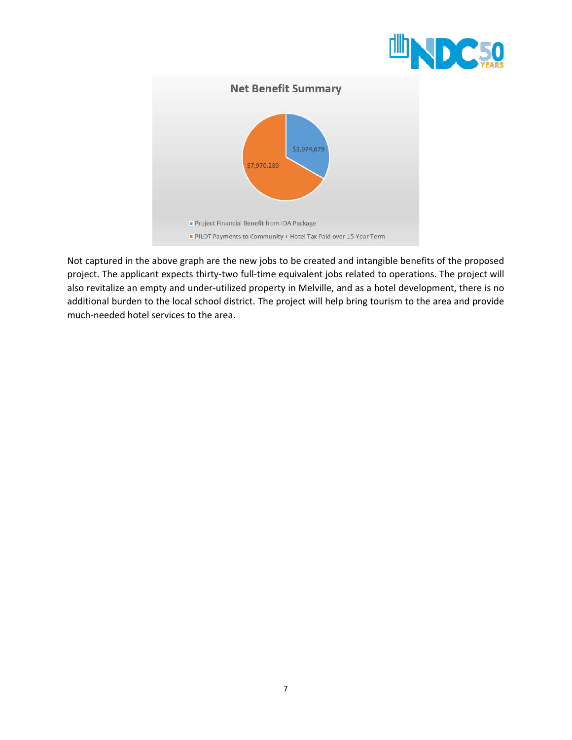**Net Benefit Summary**

- Project Financial Benefit from IDA Package: $3,974,679
- PILOT Payments to Community + Hotel Tax Paid over 15-Year Term: $7,970,289

Not captured in the above graph are the new jobs to be created and intangible benefits of the proposed project. The applicant expects thirty-two full-time equivalent jobs related to operations. The project will also revitalize an empty and under-utilized property in Melville, and as a hotel development, there is no additional burden to the local school district. The project will help bring tourism to the area and provide much-needed hotel services to the area.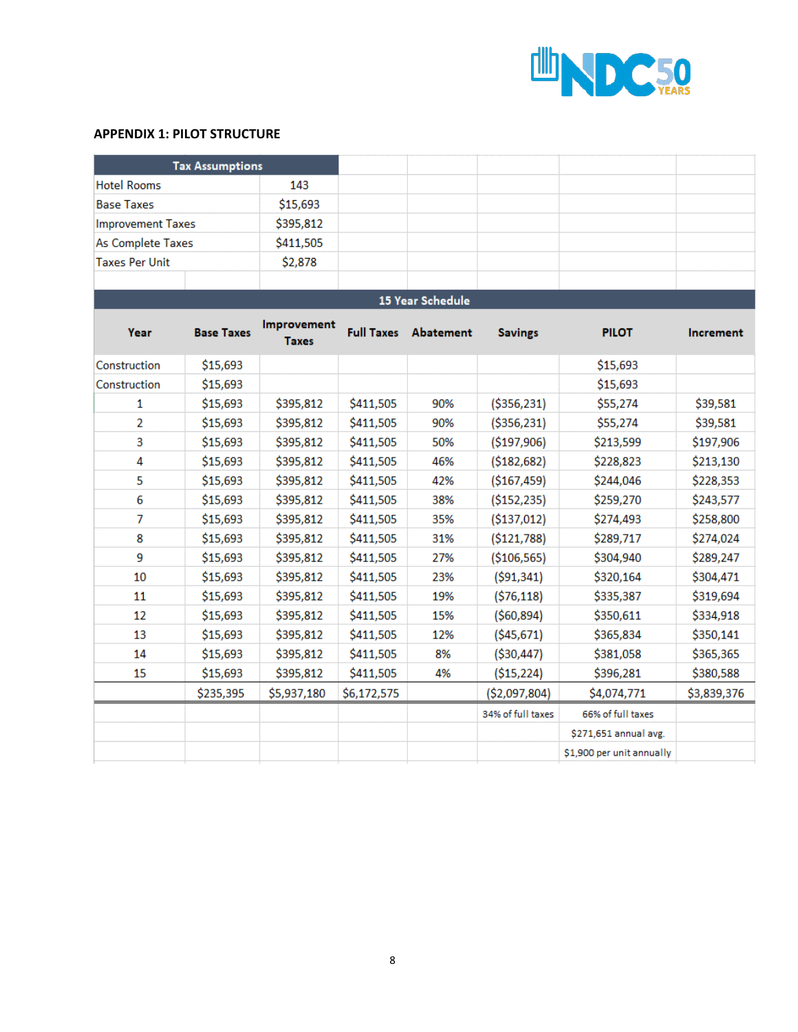## APPENDIX 1: PILOT STRUCTURE

| Tax Assumptions | |
|---|---|
| Hotel Rooms | 143 |
| Base Taxes | $15,693 |
| Improvement Taxes | $395,812 |
| As Complete Taxes | $411,505 |
| Taxes Per Unit | $2,878 |

**15 Year Schedule**

| Year | Base Taxes | Improvement Taxes | Full Taxes | Abatement | Savings | PILOT | Increment |
|---|---|---|---|---|---|---|---|
| Construction | $15,693 | | | | | $15,693 | |
| Construction | $15,693 | | | | | $15,693 | |
| 1 | $15,693 | $395,812 | $411,505 | 90% | ($356,231) | $55,274 | $39,581 |
| 2 | $15,693 | $395,812 | $411,505 | 90% | ($356,231) | $55,274 | $39,581 |
| 3 | $15,693 | $395,812 | $411,505 | 50% | ($197,906) | $213,599 | $197,906 |
| 4 | $15,693 | $395,812 | $411,505 | 46% | ($182,682) | $228,823 | $213,130 |
| 5 | $15,693 | $395,812 | $411,505 | 42% | ($167,459) | $244,046 | $228,353 |
| 6 | $15,693 | $395,812 | $411,505 | 38% | ($152,235) | $259,270 | $243,577 |
| 7 | $15,693 | $395,812 | $411,505 | 35% | ($137,012) | $274,493 | $258,800 |
| 8 | $15,693 | $395,812 | $411,505 | 31% | ($121,788) | $289,717 | $274,024 |
| 9 | $15,693 | $395,812 | $411,505 | 27% | ($106,565) | $304,940 | $289,247 |
| 10 | $15,693 | $395,812 | $411,505 | 23% | ($91,341) | $320,164 | $304,471 |
| 11 | $15,693 | $395,812 | $411,505 | 19% | ($76,118) | $335,387 | $319,694 |
| 12 | $15,693 | $395,812 | $411,505 | 15% | ($60,894) | $350,611 | $334,918 |
| 13 | $15,693 | $395,812 | $411,505 | 12% | ($45,671) | $365,834 | $350,141 |
| 14 | $15,693 | $395,812 | $411,505 | 8% | ($30,447) | $381,058 | $365,365 |
| 15 | $15,693 | $395,812 | $411,505 | 4% | ($15,224) | $396,281 | $380,588 |
| | $235,395 | $5,937,180 | $6,172,575 | | ($2,097,804) | $4,074,771 | $3,839,376 |
| | | | | | 34% of full taxes | 66% of full taxes | |
| | | | | | | $271,651 annual avg. | |
| | | | | | | $1,900 per unit annually | |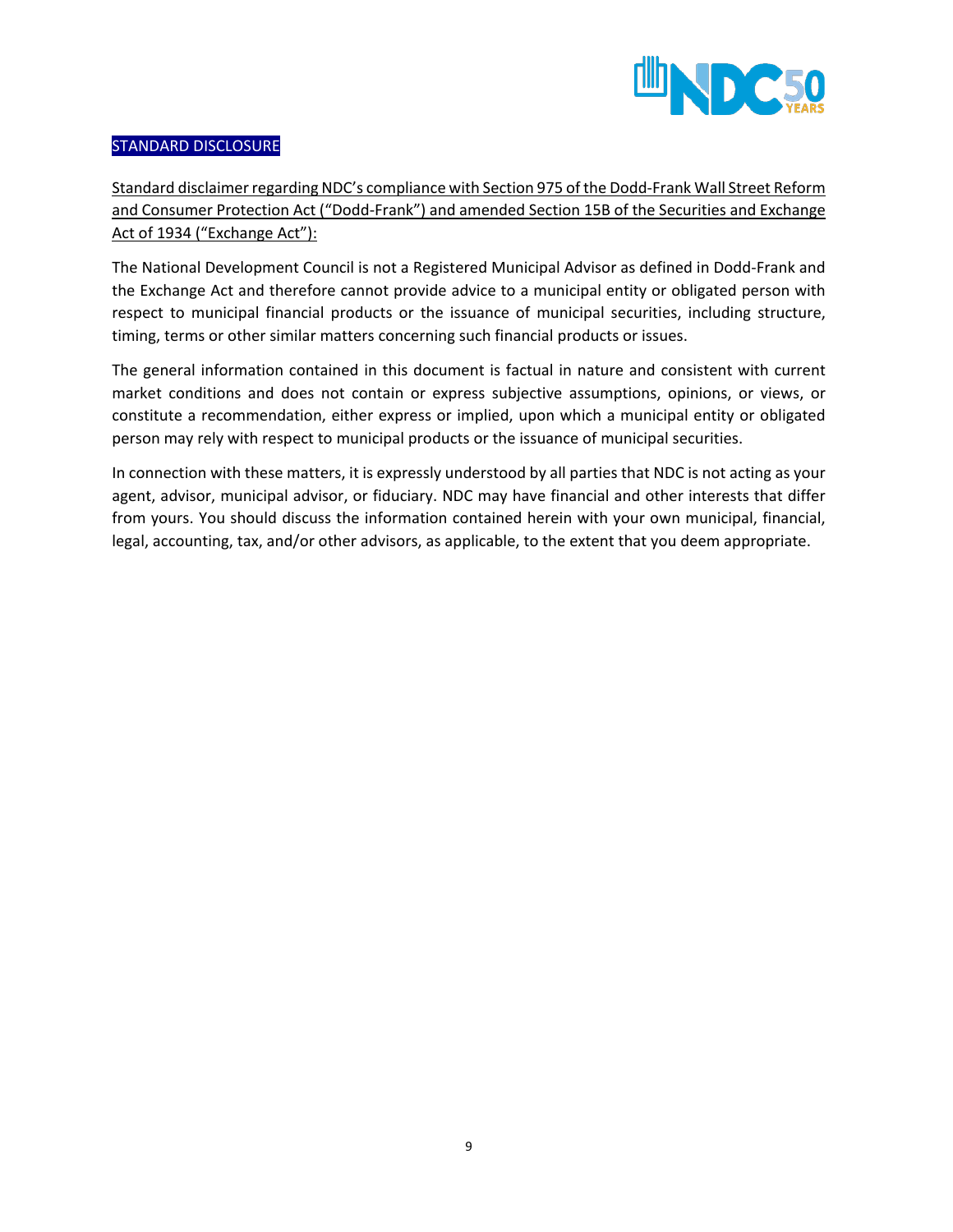## STANDARD DISCLOSURE

Standard disclaimer regarding NDC's compliance with Section 975 of the Dodd-Frank Wall Street Reform and Consumer Protection Act ("Dodd-Frank") and amended Section 15B of the Securities and Exchange Act of 1934 ("Exchange Act"):

The National Development Council is not a Registered Municipal Advisor as defined in Dodd-Frank and the Exchange Act and therefore cannot provide advice to a municipal entity or obligated person with respect to municipal financial products or the issuance of municipal securities, including structure, timing, terms or other similar matters concerning such financial products or issues.

The general information contained in this document is factual in nature and consistent with current market conditions and does not contain or express subjective assumptions, opinions, or views, or constitute a recommendation, either express or implied, upon which a municipal entity or obligated person may rely with respect to municipal products or the issuance of municipal securities.

In connection with these matters, it is expressly understood by all parties that NDC is not acting as your agent, advisor, municipal advisor, or fiduciary. NDC may have financial and other interests that differ from yours. You should discuss the information contained herein with your own municipal, financial, legal, accounting, tax, and/or other advisors, as applicable, to the extent that you deem appropriate.